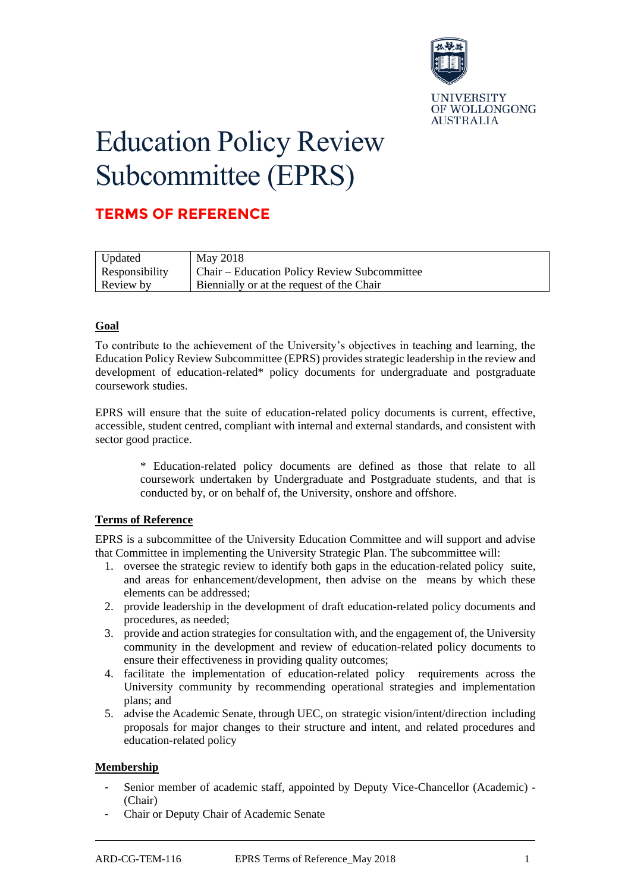UNIVERSITY OF WOLLONGONG AUSTRALIA

# Education Policy Review Subcommittee (EPRS)

## TERMS OF REFERENCE

| Updated | May 2018 |
|---|---|
| Responsibility | Chair – Education Policy Review Subcommittee |
| Review by | Biennially or at the request of the Chair |

### Goal

To contribute to the achievement of the University's objectives in teaching and learning, the Education Policy Review Subcommittee (EPRS) provides strategic leadership in the review and development of education-related* policy documents for undergraduate and postgraduate coursework studies.

EPRS will ensure that the suite of education-related policy documents is current, effective, accessible, student centred, compliant with internal and external standards, and consistent with sector good practice.

> * Education-related policy documents are defined as those that relate to all coursework undertaken by Undergraduate and Postgraduate students, and that is conducted by, or on behalf of, the University, onshore and offshore.

### Terms of Reference

EPRS is a subcommittee of the University Education Committee and will support and advise that Committee in implementing the University Strategic Plan. The subcommittee will:

1. oversee the strategic review to identify both gaps in the education-related policy suite, and areas for enhancement/development, then advise on the means by which these elements can be addressed;
2. provide leadership in the development of draft education-related policy documents and procedures, as needed;
3. provide and action strategies for consultation with, and the engagement of, the University community in the development and review of education-related policy documents to ensure their effectiveness in providing quality outcomes;
4. facilitate the implementation of education-related policy requirements across the University community by recommending operational strategies and implementation plans; and
5. advise the Academic Senate, through UEC, on strategic vision/intent/direction including proposals for major changes to their structure and intent, and related procedures and education-related policy

### Membership

- Senior member of academic staff, appointed by Deputy Vice-Chancellor (Academic) - (Chair)
- Chair or Deputy Chair of Academic Senate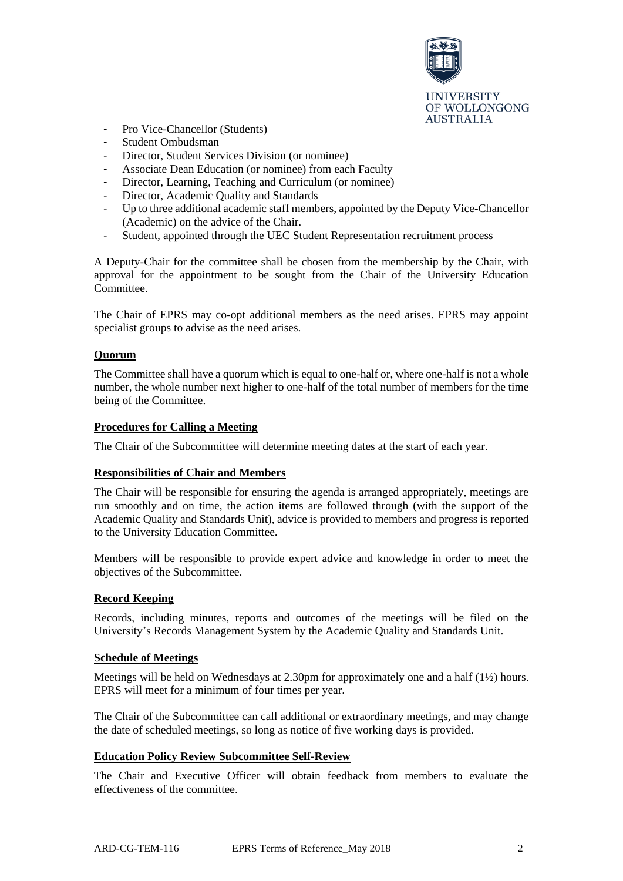- Pro Vice-Chancellor (Students)
- Student Ombudsman
- Director, Student Services Division (or nominee)
- Associate Dean Education (or nominee) from each Faculty
- Director, Learning, Teaching and Curriculum (or nominee)
- Director, Academic Quality and Standards
- Up to three additional academic staff members, appointed by the Deputy Vice-Chancellor (Academic) on the advice of the Chair.
- Student, appointed through the UEC Student Representation recruitment process

A Deputy-Chair for the committee shall be chosen from the membership by the Chair, with approval for the appointment to be sought from the Chair of the University Education Committee.

The Chair of EPRS may co-opt additional members as the need arises. EPRS may appoint specialist groups to advise as the need arises.

**Quorum**

The Committee shall have a quorum which is equal to one-half or, where one-half is not a whole number, the whole number next higher to one-half of the total number of members for the time being of the Committee.

**Procedures for Calling a Meeting**

The Chair of the Subcommittee will determine meeting dates at the start of each year.

**Responsibilities of Chair and Members**

The Chair will be responsible for ensuring the agenda is arranged appropriately, meetings are run smoothly and on time, the action items are followed through (with the support of the Academic Quality and Standards Unit), advice is provided to members and progress is reported to the University Education Committee.

Members will be responsible to provide expert advice and knowledge in order to meet the objectives of the Subcommittee.

**Record Keeping**

Records, including minutes, reports and outcomes of the meetings will be filed on the University's Records Management System by the Academic Quality and Standards Unit.

**Schedule of Meetings**

Meetings will be held on Wednesdays at 2.30pm for approximately one and a half (1½) hours. EPRS will meet for a minimum of four times per year.

The Chair of the Subcommittee can call additional or extraordinary meetings, and may change the date of scheduled meetings, so long as notice of five working days is provided.

**Education Policy Review Subcommittee Self-Review**

The Chair and Executive Officer will obtain feedback from members to evaluate the effectiveness of the committee.